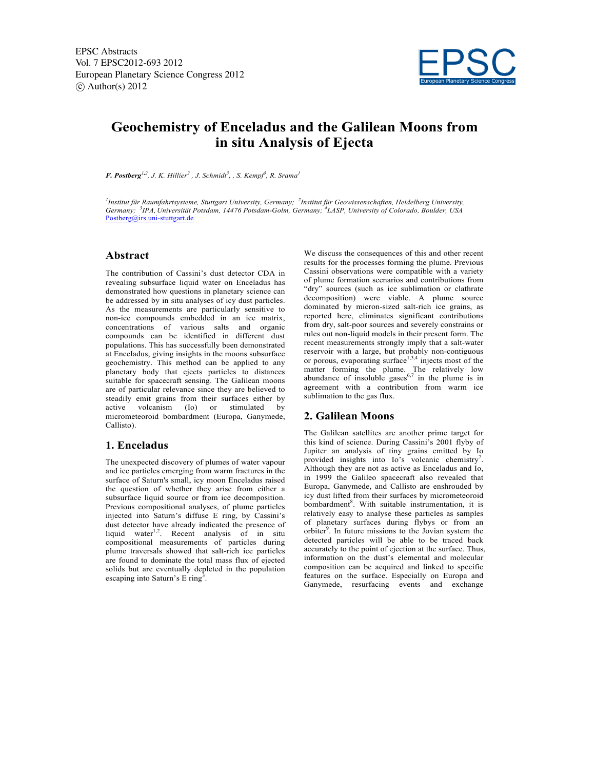# Geochemistry of Enceladus and the Galilean Moons from in situ Analysis of Ejecta

***F. Postberg***[1,2], *J. K. Hillier*[2], *J. Schmidt*[3], *, S. Kempf*[5], *R. Srama*[1]

[1]*Institut für Raumfahrtsysteme, Stuttgart University, Germany;* [2]*Institut für Geowissenschaften, Heidelberg University, Germany;* [3]*IPA, Universität Potsdam, 14476 Potsdam-Golm, Germany;* [4]*LASP, University of Colorado, Boulder, USA*
Postberg@irs.uni-stuttgart.de

## Abstract

The contribution of Cassini's dust detector CDA in revealing subsurface liquid water on Enceladus has demonstrated how questions in planetary science can be addressed by in situ analyses of icy dust particles. As the measurements are particularly sensitive to non-ice compounds embedded in an ice matrix, concentrations of various salts and organic compounds can be identified in different dust populations. This has successfully been demonstrated at Enceladus, giving insights in the moons subsurface geochemistry. This method can be applied to any planetary body that ejects particles to distances suitable for spacecraft sensing. The Galilean moons are of particular relevance since they are believed to steadily emit grains from their surfaces either by active volcanism (Io) or stimulated by micrometeoroid bombardment (Europa, Ganymede, Callisto).

## 1. Enceladus

The unexpected discovery of plumes of water vapour and ice particles emerging from warm fractures in the surface of Saturn's small, icy moon Enceladus raised the question of whether they arise from either a subsurface liquid source or from ice decomposition. Previous compositional analyses, of plume particles injected into Saturn's diffuse E ring, by Cassini's dust detector have already indicated the presence of liquid water[1,2]. Recent analysis of in situ compositional measurements of particles during plume traversals showed that salt-rich ice particles are found to dominate the total mass flux of ejected solids but are eventually depleted in the population escaping into Saturn's E ring[3].

We discuss the consequences of this and other recent results for the processes forming the plume. Previous Cassini observations were compatible with a variety of plume formation scenarios and contributions from "dry" sources (such as ice sublimation or clathrate decomposition) were viable. A plume source dominated by micron-sized salt-rich ice grains, as reported here, eliminates significant contributions from dry, salt-poor sources and severely constrains or rules out non-liquid models in their present form. The recent measurements strongly imply that a salt-water reservoir with a large, but probably non-contiguous or porous, evaporating surface[1,3,4] injects most of the matter forming the plume. The relatively low abundance of insoluble gases[6,7] in the plume is in agreement with a contribution from warm ice sublimation to the gas flux.

## 2. Galilean Moons

The Galilean satellites are another prime target for this kind of science. During Cassini's 2001 flyby of Jupiter an analysis of tiny grains emitted by Io provided insights into Io's volcanic chemistry[7]. Although they are not as active as Enceladus and Io, in 1999 the Galileo spacecraft also revealed that Europa, Ganymede, and Callisto are enshrouded by icy dust lifted from their surfaces by micrometeoroid bombardment[8]. With suitable instrumentation, it is relatively easy to analyse these particles as samples of planetary surfaces during flybys or from an orbiter[9]. In future missions to the Jovian system the detected particles will be able to be traced back accurately to the point of ejection at the surface. Thus, information on the dust's elemental and molecular composition can be acquired and linked to specific features on the surface. Especially on Europa and Ganymede, resurfacing events and exchange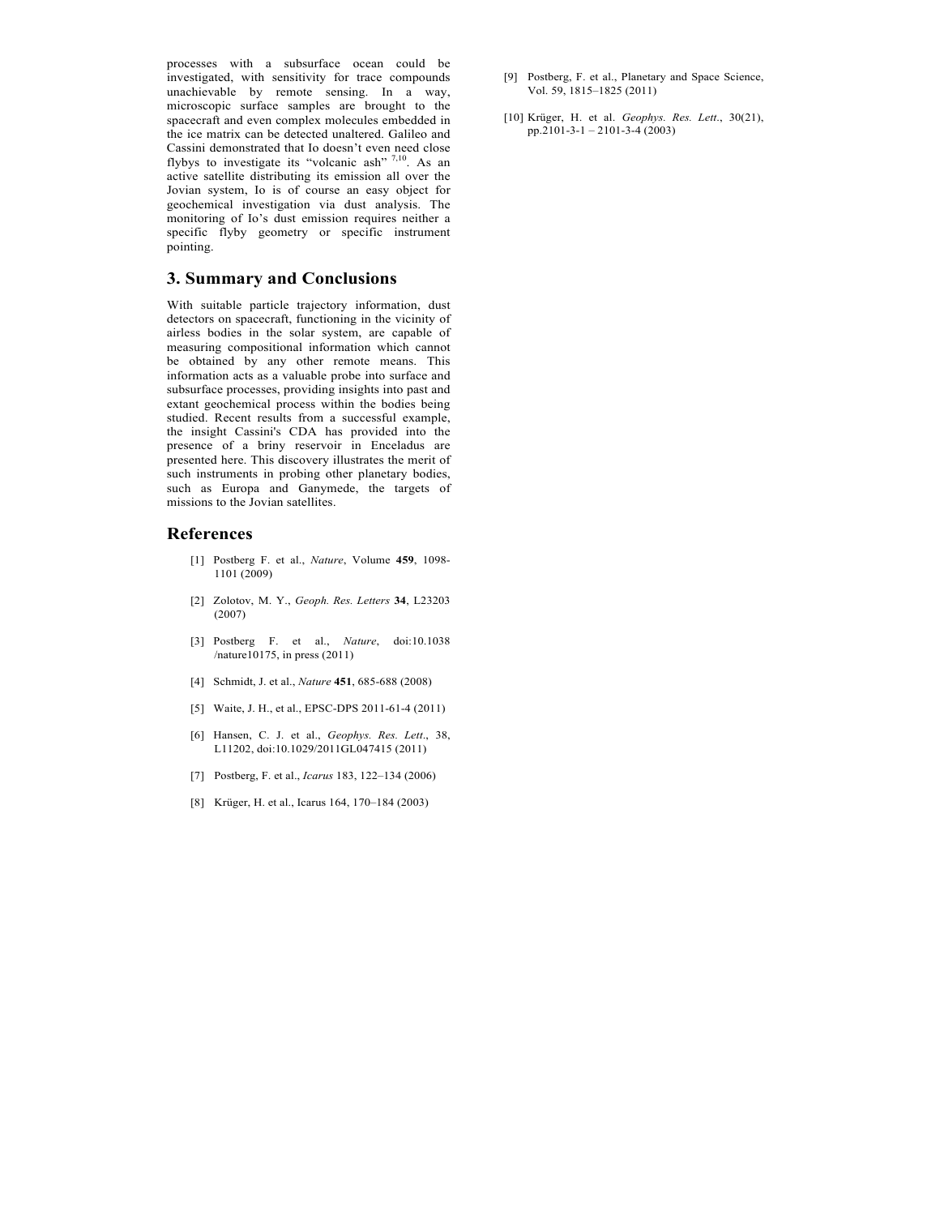processes with a subsurface ocean could be investigated, with sensitivity for trace compounds unachievable by remote sensing. In a way, microscopic surface samples are brought to the spacecraft and even complex molecules embedded in the ice matrix can be detected unaltered. Galileo and Cassini demonstrated that Io doesn't even need close flybys to investigate its "volcanic ash" [7,10]. As an active satellite distributing its emission all over the Jovian system, Io is of course an easy object for geochemical investigation via dust analysis. The monitoring of Io's dust emission requires neither a specific flyby geometry or specific instrument pointing.

## 3. Summary and Conclusions

With suitable particle trajectory information, dust detectors on spacecraft, functioning in the vicinity of airless bodies in the solar system, are capable of measuring compositional information which cannot be obtained by any other remote means. This information acts as a valuable probe into surface and subsurface processes, providing insights into past and extant geochemical process within the bodies being studied. Recent results from a successful example, the insight Cassini's CDA has provided into the presence of a briny reservoir in Enceladus are presented here. This discovery illustrates the merit of such instruments in probing other planetary bodies, such as Europa and Ganymede, the targets of missions to the Jovian satellites.

## References

[1] Postberg F. et al., *Nature*, Volume **459**, 1098-1101 (2009)

[2] Zolotov, M. Y., *Geoph. Res. Letters* **34**, L23203 (2007)

[3] Postberg F. et al., *Nature*, doi:10.1038/nature10175, in press (2011)

[4] Schmidt, J. et al., *Nature* **451**, 685-688 (2008)

[5] Waite, J. H., et al., EPSC-DPS 2011-61-4 (2011)

[6] Hansen, C. J. et al., *Geophys. Res. Lett*., 38, L11202, doi:10.1029/2011GL047415 (2011)

[7] Postberg, F. et al., *Icarus* 183, 122–134 (2006)

[8] Krüger, H. et al., Icarus 164, 170–184 (2003)

[9] Postberg, F. et al., Planetary and Space Science, Vol. 59, 1815–1825 (2011)

[10] Krüger, H. et al. *Geophys. Res. Lett*., 30(21), pp.2101-3-1 – 2101-3-4 (2003)